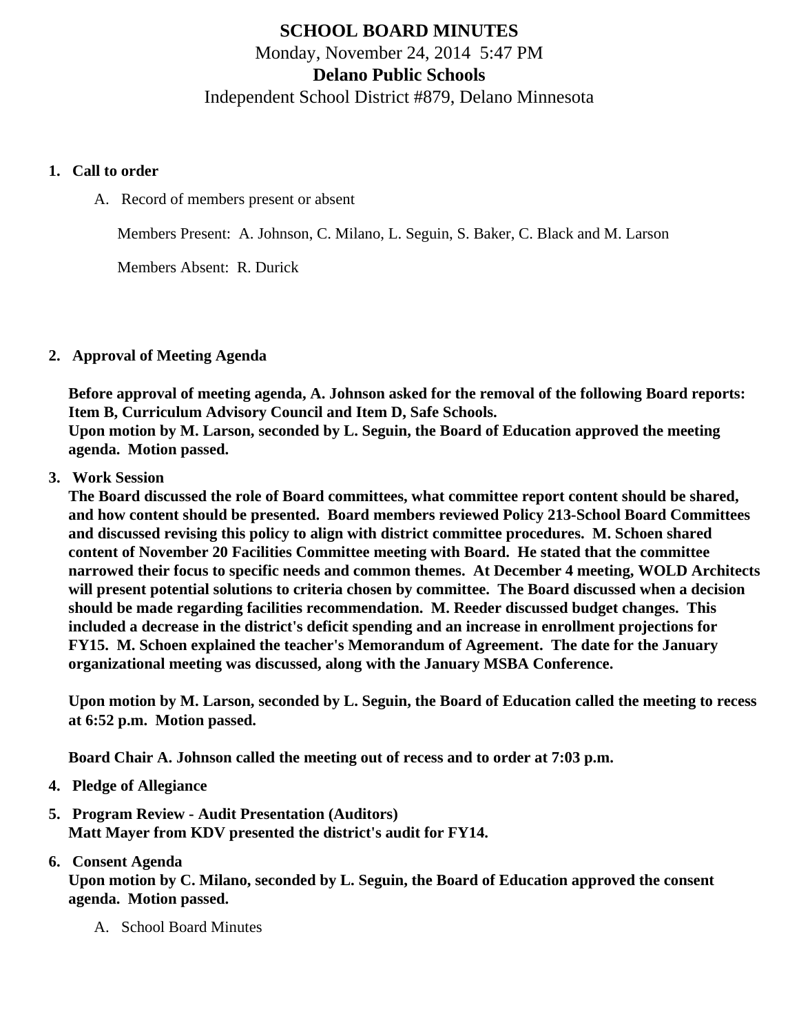# SCHOOL BOARD MINUTES

Monday, November 24, 2014 5:47 PM

## Delano Public Schools

Independent School District #879, Delano Minnesota

1. **Call to order**

   A. Record of members present or absent

      Members Present: A. Johnson, C. Milano, L. Seguin, S. Baker, C. Black and M. Larson

      Members Absent: R. Durick

2. **Approval of Meeting Agenda**

   **Before approval of meeting agenda, A. Johnson asked for the removal of the following Board reports: Item B, Curriculum Advisory Council and Item D, Safe Schools.**
   **Upon motion by M. Larson, seconded by L. Seguin, the Board of Education approved the meeting agenda. Motion passed.**

3. **Work Session**
   **The Board discussed the role of Board committees, what committee report content should be shared, and how content should be presented. Board members reviewed Policy 213-School Board Committees and discussed revising this policy to align with district committee procedures. M. Schoen shared content of November 20 Facilities Committee meeting with Board. He stated that the committee narrowed their focus to specific needs and common themes. At December 4 meeting, WOLD Architects will present potential solutions to criteria chosen by committee. The Board discussed when a decision should be made regarding facilities recommendation. M. Reeder discussed budget changes. This included a decrease in the district's deficit spending and an increase in enrollment projections for FY15. M. Schoen explained the teacher's Memorandum of Agreement. The date for the January organizational meeting was discussed, along with the January MSBA Conference.**

   **Upon motion by M. Larson, seconded by L. Seguin, the Board of Education called the meeting to recess at 6:52 p.m. Motion passed.**

   **Board Chair A. Johnson called the meeting out of recess and to order at 7:03 p.m.**

4. **Pledge of Allegiance**

5. **Program Review - Audit Presentation (Auditors)**
   **Matt Mayer from KDV presented the district's audit for FY14.**

6. **Consent Agenda**
   **Upon motion by C. Milano, seconded by L. Seguin, the Board of Education approved the consent agenda. Motion passed.**

   A. School Board Minutes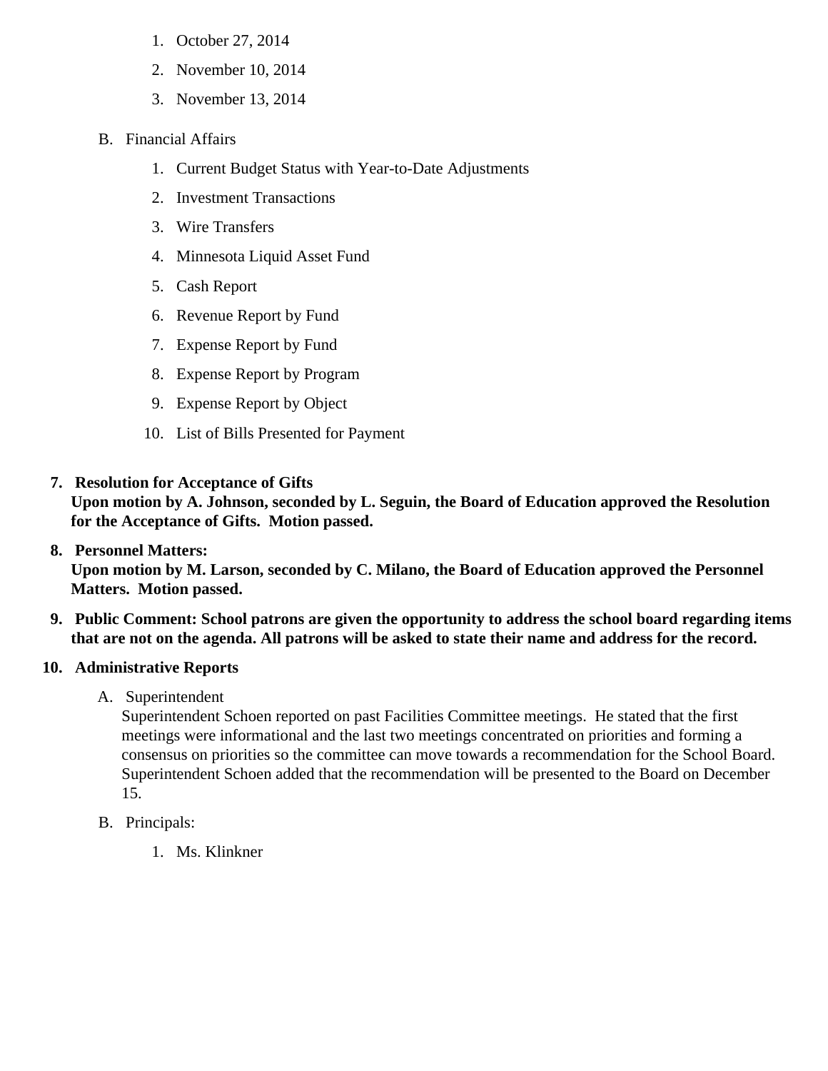1. October 27, 2014
2. November 10, 2014
3. November 13, 2014

B. Financial Affairs

1. Current Budget Status with Year-to-Date Adjustments
2. Investment Transactions
3. Wire Transfers
4. Minnesota Liquid Asset Fund
5. Cash Report
6. Revenue Report by Fund
7. Expense Report by Fund
8. Expense Report by Program
9. Expense Report by Object
10. List of Bills Presented for Payment

**7. Resolution for Acceptance of Gifts**
**Upon motion by A. Johnson, seconded by L. Seguin, the Board of Education approved the Resolution for the Acceptance of Gifts. Motion passed.**

**8. Personnel Matters:**
**Upon motion by M. Larson, seconded by C. Milano, the Board of Education approved the Personnel Matters. Motion passed.**

**9. Public Comment: School patrons are given the opportunity to address the school board regarding items that are not on the agenda. All patrons will be asked to state their name and address for the record.**

**10. Administrative Reports**

A. Superintendent
Superintendent Schoen reported on past Facilities Committee meetings. He stated that the first meetings were informational and the last two meetings concentrated on priorities and forming a consensus on priorities so the committee can move towards a recommendation for the School Board. Superintendent Schoen added that the recommendation will be presented to the Board on December 15.

B. Principals:

1. Ms. Klinkner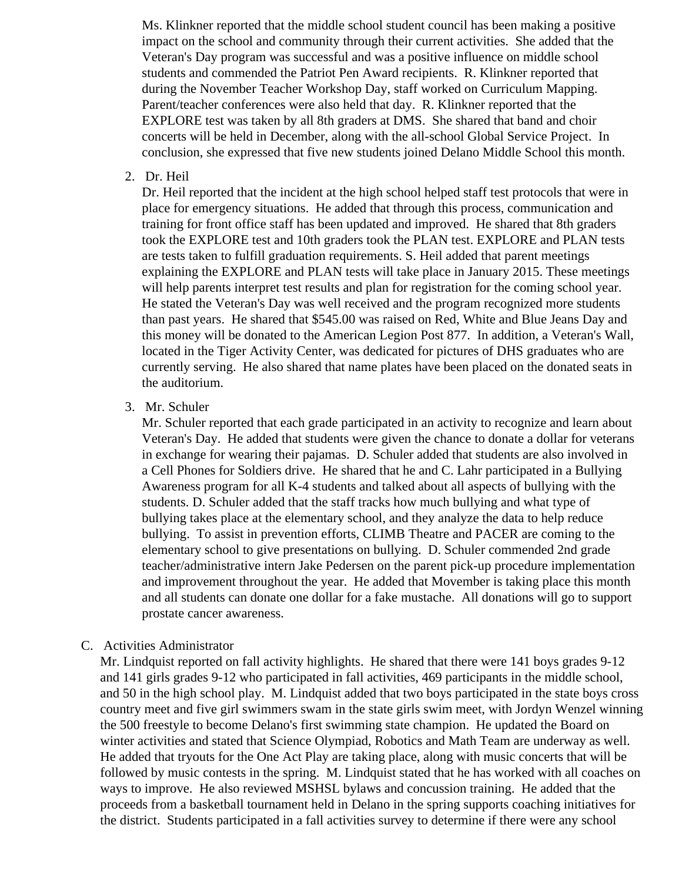Ms. Klinkner reported that the middle school student council has been making a positive impact on the school and community through their current activities. She added that the Veteran's Day program was successful and was a positive influence on middle school students and commended the Patriot Pen Award recipients. R. Klinkner reported that during the November Teacher Workshop Day, staff worked on Curriculum Mapping. Parent/teacher conferences were also held that day. R. Klinkner reported that the EXPLORE test was taken by all 8th graders at DMS. She shared that band and choir concerts will be held in December, along with the all-school Global Service Project. In conclusion, she expressed that five new students joined Delano Middle School this month.

2. Dr. Heil

   Dr. Heil reported that the incident at the high school helped staff test protocols that were in place for emergency situations. He added that through this process, communication and training for front office staff has been updated and improved. He shared that 8th graders took the EXPLORE test and 10th graders took the PLAN test. EXPLORE and PLAN tests are tests taken to fulfill graduation requirements. S. Heil added that parent meetings explaining the EXPLORE and PLAN tests will take place in January 2015. These meetings will help parents interpret test results and plan for registration for the coming school year. He stated the Veteran's Day was well received and the program recognized more students than past years. He shared that $545.00 was raised on Red, White and Blue Jeans Day and this money will be donated to the American Legion Post 877. In addition, a Veteran's Wall, located in the Tiger Activity Center, was dedicated for pictures of DHS graduates who are currently serving. He also shared that name plates have been placed on the donated seats in the auditorium.

3. Mr. Schuler

   Mr. Schuler reported that each grade participated in an activity to recognize and learn about Veteran's Day. He added that students were given the chance to donate a dollar for veterans in exchange for wearing their pajamas. D. Schuler added that students are also involved in a Cell Phones for Soldiers drive. He shared that he and C. Lahr participated in a Bullying Awareness program for all K-4 students and talked about all aspects of bullying with the students. D. Schuler added that the staff tracks how much bullying and what type of bullying takes place at the elementary school, and they analyze the data to help reduce bullying. To assist in prevention efforts, CLIMB Theatre and PACER are coming to the elementary school to give presentations on bullying. D. Schuler commended 2nd grade teacher/administrative intern Jake Pedersen on the parent pick-up procedure implementation and improvement throughout the year. He added that Movember is taking place this month and all students can donate one dollar for a fake mustache. All donations will go to support prostate cancer awareness.

C. Activities Administrator

Mr. Lindquist reported on fall activity highlights. He shared that there were 141 boys grades 9-12 and 141 girls grades 9-12 who participated in fall activities, 469 participants in the middle school, and 50 in the high school play. M. Lindquist added that two boys participated in the state boys cross country meet and five girl swimmers swam in the state girls swim meet, with Jordyn Wenzel winning the 500 freestyle to become Delano's first swimming state champion. He updated the Board on winter activities and stated that Science Olympiad, Robotics and Math Team are underway as well. He added that tryouts for the One Act Play are taking place, along with music concerts that will be followed by music contests in the spring. M. Lindquist stated that he has worked with all coaches on ways to improve. He also reviewed MSHSL bylaws and concussion training. He added that the proceeds from a basketball tournament held in Delano in the spring supports coaching initiatives for the district. Students participated in a fall activities survey to determine if there were any school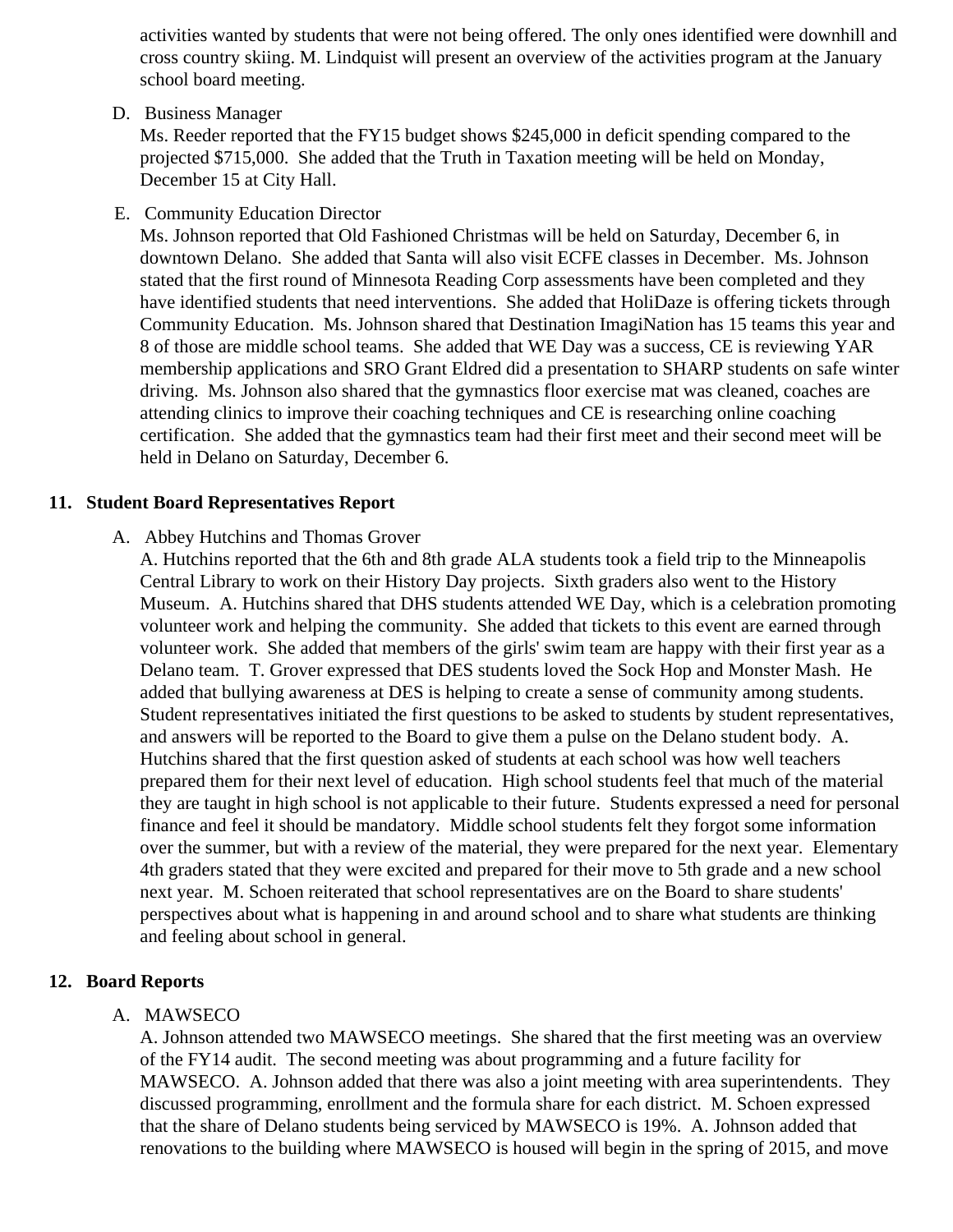activities wanted by students that were not being offered. The only ones identified were downhill and cross country skiing. M. Lindquist will present an overview of the activities program at the January school board meeting.

D. Business Manager

Ms. Reeder reported that the FY15 budget shows $245,000 in deficit spending compared to the projected $715,000. She added that the Truth in Taxation meeting will be held on Monday, December 15 at City Hall.

E. Community Education Director

Ms. Johnson reported that Old Fashioned Christmas will be held on Saturday, December 6, in downtown Delano. She added that Santa will also visit ECFE classes in December. Ms. Johnson stated that the first round of Minnesota Reading Corp assessments have been completed and they have identified students that need interventions. She added that HoliDaze is offering tickets through Community Education. Ms. Johnson shared that Destination ImagiNation has 15 teams this year and 8 of those are middle school teams. She added that WE Day was a success, CE is reviewing YAR membership applications and SRO Grant Eldred did a presentation to SHARP students on safe winter driving. Ms. Johnson also shared that the gymnastics floor exercise mat was cleaned, coaches are attending clinics to improve their coaching techniques and CE is researching online coaching certification. She added that the gymnastics team had their first meet and their second meet will be held in Delano on Saturday, December 6.

## 11. Student Board Representatives Report

A. Abbey Hutchins and Thomas Grover

A. Hutchins reported that the 6th and 8th grade ALA students took a field trip to the Minneapolis Central Library to work on their History Day projects. Sixth graders also went to the History Museum. A. Hutchins shared that DHS students attended WE Day, which is a celebration promoting volunteer work and helping the community. She added that tickets to this event are earned through volunteer work. She added that members of the girls' swim team are happy with their first year as a Delano team. T. Grover expressed that DES students loved the Sock Hop and Monster Mash. He added that bullying awareness at DES is helping to create a sense of community among students. Student representatives initiated the first questions to be asked to students by student representatives, and answers will be reported to the Board to give them a pulse on the Delano student body. A. Hutchins shared that the first question asked of students at each school was how well teachers prepared them for their next level of education. High school students feel that much of the material they are taught in high school is not applicable to their future. Students expressed a need for personal finance and feel it should be mandatory. Middle school students felt they forgot some information over the summer, but with a review of the material, they were prepared for the next year. Elementary 4th graders stated that they were excited and prepared for their move to 5th grade and a new school next year. M. Schoen reiterated that school representatives are on the Board to share students' perspectives about what is happening in and around school and to share what students are thinking and feeling about school in general.

## 12. Board Reports

A. MAWSECO

A. Johnson attended two MAWSECO meetings. She shared that the first meeting was an overview of the FY14 audit. The second meeting was about programming and a future facility for MAWSECO. A. Johnson added that there was also a joint meeting with area superintendents. They discussed programming, enrollment and the formula share for each district. M. Schoen expressed that the share of Delano students being serviced by MAWSECO is 19%. A. Johnson added that renovations to the building where MAWSECO is housed will begin in the spring of 2015, and move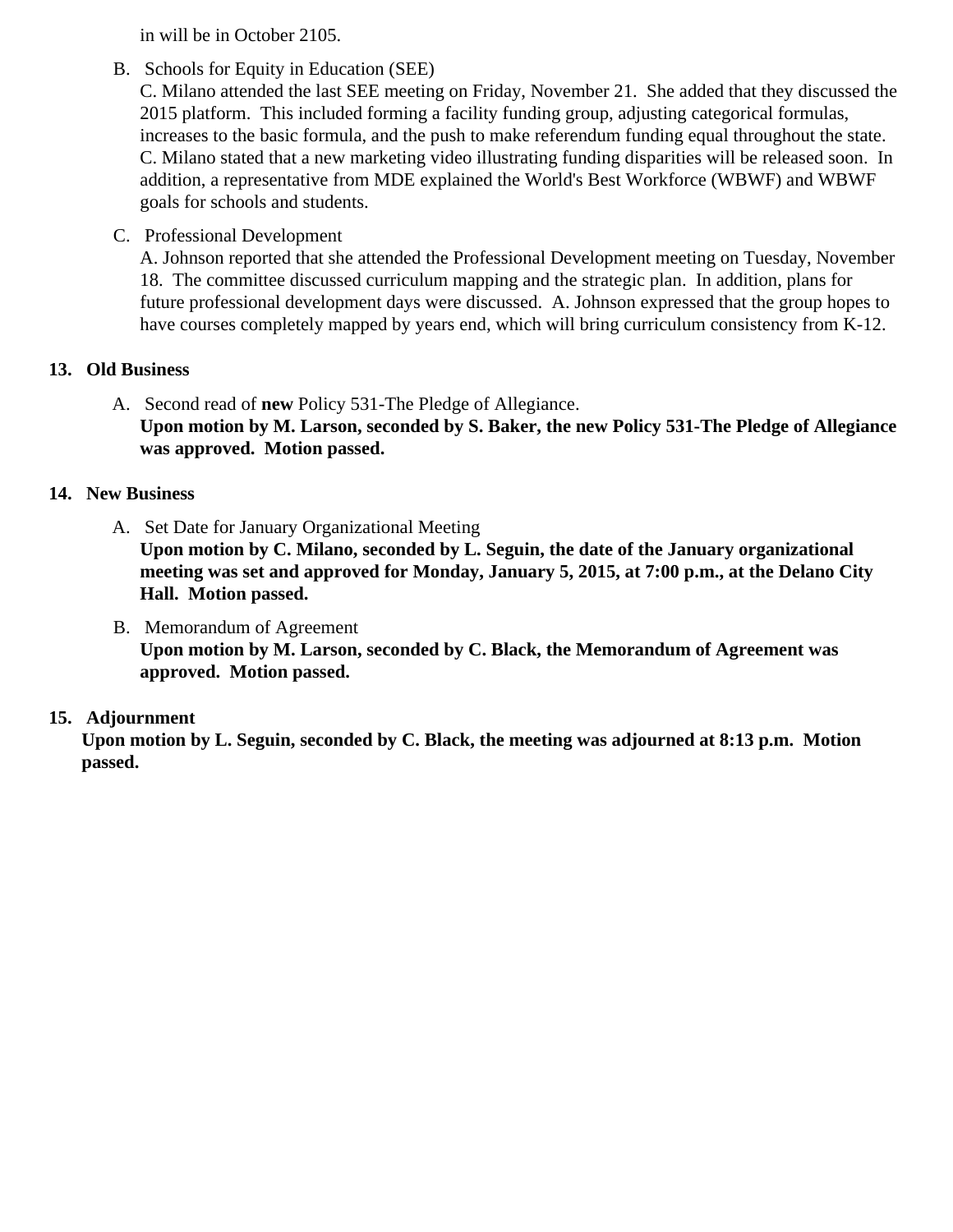in will be in October 2105.

B. Schools for Equity in Education (SEE)
   C. Milano attended the last SEE meeting on Friday, November 21. She added that they discussed the 2015 platform. This included forming a facility funding group, adjusting categorical formulas, increases to the basic formula, and the push to make referendum funding equal throughout the state. C. Milano stated that a new marketing video illustrating funding disparities will be released soon. In addition, a representative from MDE explained the World's Best Workforce (WBWF) and WBWF goals for schools and students.

C. Professional Development
   A. Johnson reported that she attended the Professional Development meeting on Tuesday, November 18. The committee discussed curriculum mapping and the strategic plan. In addition, plans for future professional development days were discussed. A. Johnson expressed that the group hopes to have courses completely mapped by years end, which will bring curriculum consistency from K-12.

**13. Old Business**

A. Second read of **new** Policy 531-The Pledge of Allegiance.
   **Upon motion by M. Larson, seconded by S. Baker, the new Policy 531-The Pledge of Allegiance was approved. Motion passed.**

**14. New Business**

A. Set Date for January Organizational Meeting
   **Upon motion by C. Milano, seconded by L. Seguin, the date of the January organizational meeting was set and approved for Monday, January 5, 2015, at 7:00 p.m., at the Delano City Hall. Motion passed.**

B. Memorandum of Agreement
   **Upon motion by M. Larson, seconded by C. Black, the Memorandum of Agreement was approved. Motion passed.**

**15. Adjournment**

**Upon motion by L. Seguin, seconded by C. Black, the meeting was adjourned at 8:13 p.m. Motion passed.**